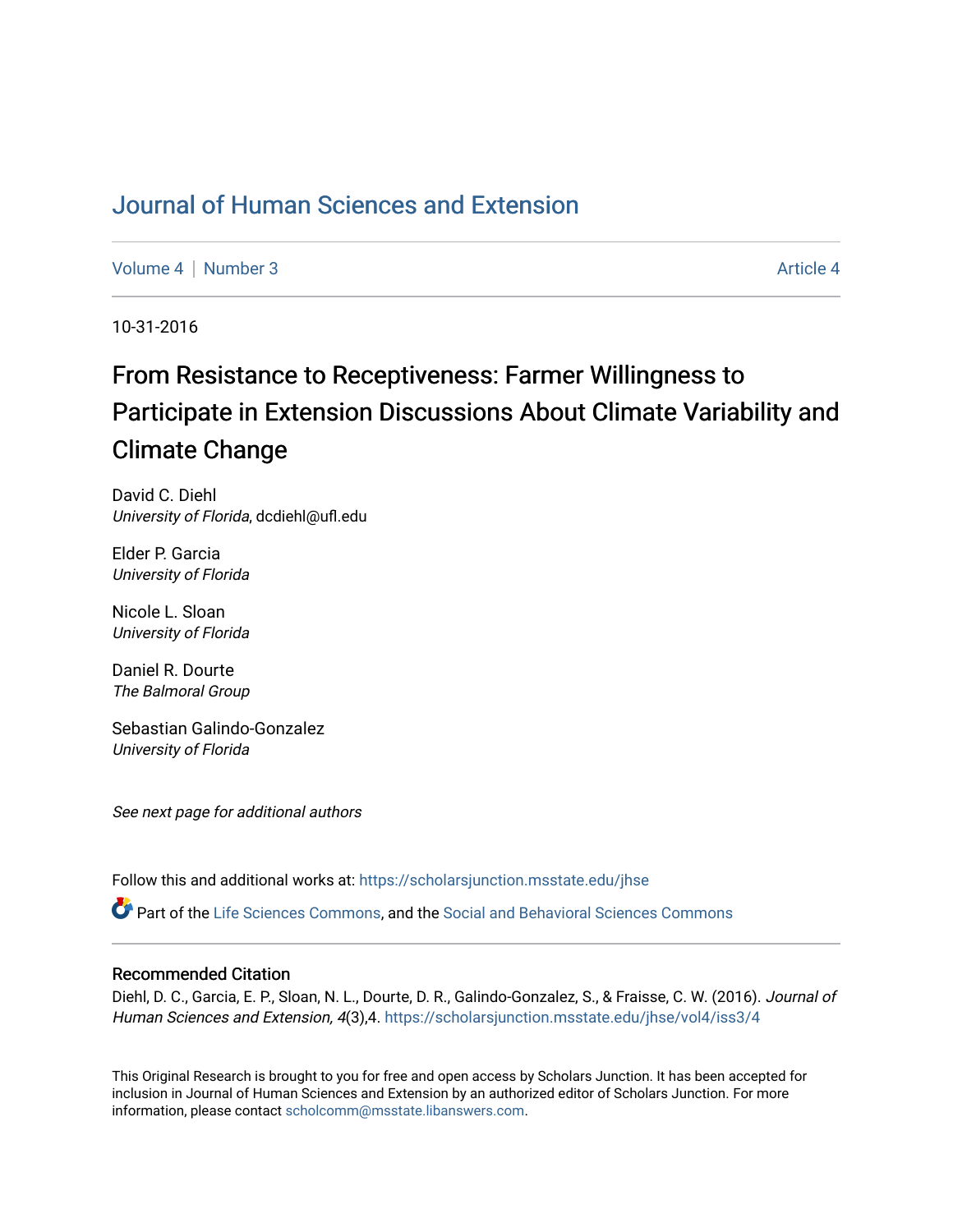# Journal of Human Sciences and Extension

Volume 4 | Number 3 Article 4

10-31-2016

## From Resistance to Receptiveness: Farmer Willingness to Participate in Extension Discussions About Climate Variability and Climate Change

David C. Diehl
*University of Florida*, dcdiehl@ufl.edu

Elder P. Garcia
*University of Florida*

Nicole L. Sloan
*University of Florida*

Daniel R. Dourte
*The Balmoral Group*

Sebastian Galindo-Gonzalez
*University of Florida*

*See next page for additional authors*

Follow this and additional works at: https://scholarsjunction.msstate.edu/jhse

Part of the Life Sciences Commons, and the Social and Behavioral Sciences Commons

### Recommended Citation

Diehl, D. C., Garcia, E. P., Sloan, N. L., Dourte, D. R., Galindo-Gonzalez, S., & Fraisse, C. W. (2016). *Journal of Human Sciences and Extension, 4*(3),4. https://scholarsjunction.msstate.edu/jhse/vol4/iss3/4

This Original Research is brought to you for free and open access by Scholars Junction. It has been accepted for inclusion in Journal of Human Sciences and Extension by an authorized editor of Scholars Junction. For more information, please contact scholcomm@msstate.libanswers.com.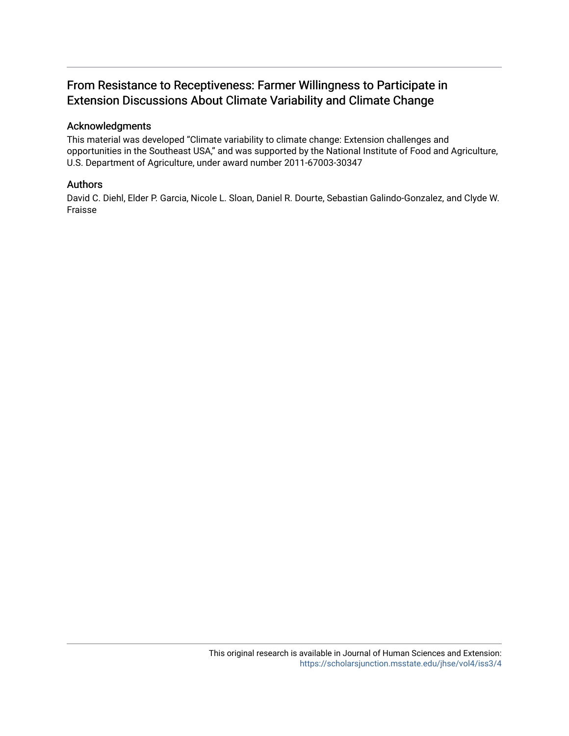# From Resistance to Receptiveness: Farmer Willingness to Participate in Extension Discussions About Climate Variability and Climate Change

## Acknowledgments

This material was developed "Climate variability to climate change: Extension challenges and opportunities in the Southeast USA," and was supported by the National Institute of Food and Agriculture, U.S. Department of Agriculture, under award number 2011-67003-30347

## Authors

David C. Diehl, Elder P. Garcia, Nicole L. Sloan, Daniel R. Dourte, Sebastian Galindo-Gonzalez, and Clyde W. Fraisse

This original research is available in Journal of Human Sciences and Extension: https://scholarsjunction.msstate.edu/jhse/vol4/iss3/4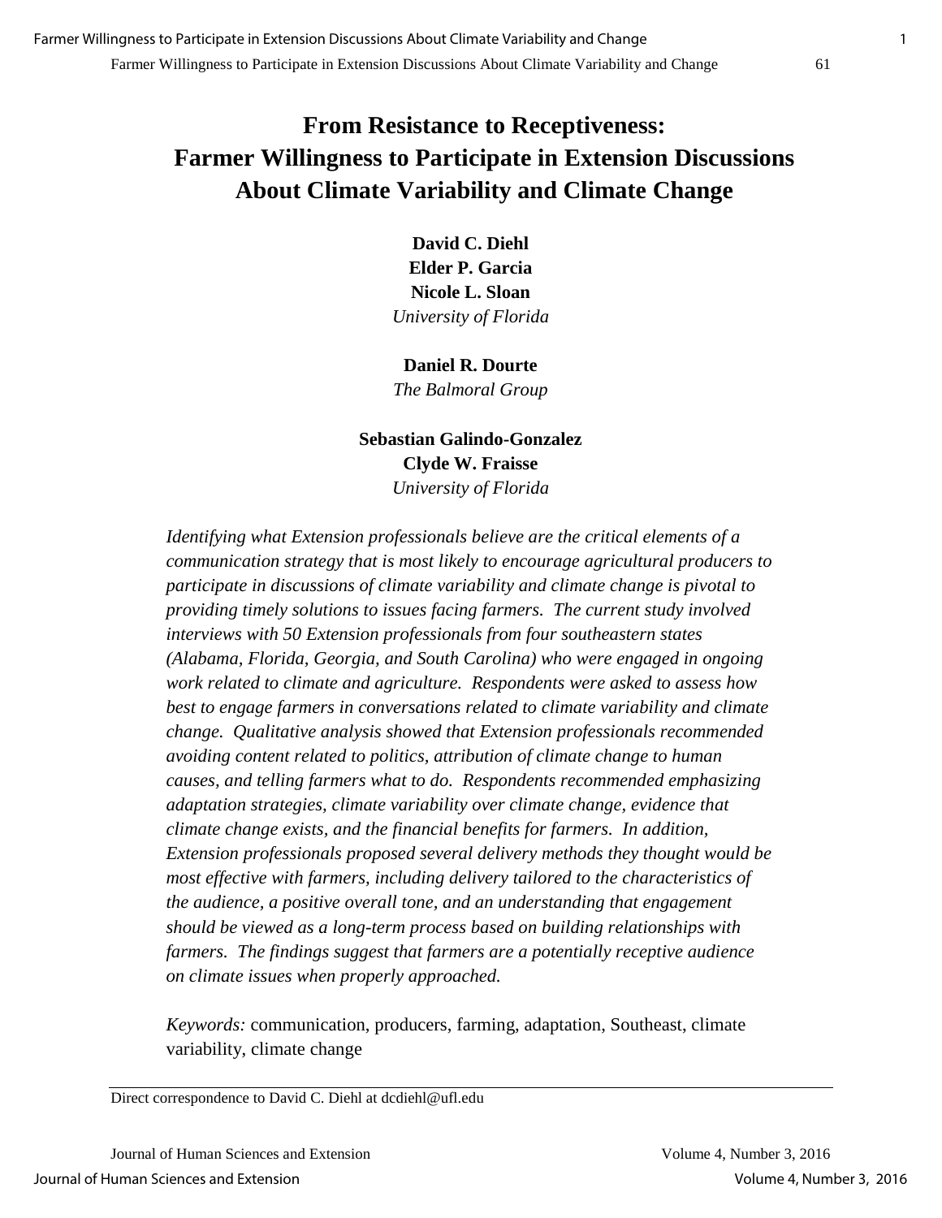# From Resistance to Receptiveness: Farmer Willingness to Participate in Extension Discussions About Climate Variability and Climate Change

**David C. Diehl**
**Elder P. Garcia**
**Nicole L. Sloan**
*University of Florida*

**Daniel R. Dourte**
*The Balmoral Group*

**Sebastian Galindo-Gonzalez**
**Clyde W. Fraisse**
*University of Florida*

*Identifying what Extension professionals believe are the critical elements of a communication strategy that is most likely to encourage agricultural producers to participate in discussions of climate variability and climate change is pivotal to providing timely solutions to issues facing farmers. The current study involved interviews with 50 Extension professionals from four southeastern states (Alabama, Florida, Georgia, and South Carolina) who were engaged in ongoing work related to climate and agriculture. Respondents were asked to assess how best to engage farmers in conversations related to climate variability and climate change. Qualitative analysis showed that Extension professionals recommended avoiding content related to politics, attribution of climate change to human causes, and telling farmers what to do. Respondents recommended emphasizing adaptation strategies, climate variability over climate change, evidence that climate change exists, and the financial benefits for farmers. In addition, Extension professionals proposed several delivery methods they thought would be most effective with farmers, including delivery tailored to the characteristics of the audience, a positive overall tone, and an understanding that engagement should be viewed as a long-term process based on building relationships with farmers. The findings suggest that farmers are a potentially receptive audience on climate issues when properly approached.*

*Keywords:* communication, producers, farming, adaptation, Southeast, climate variability, climate change

Direct correspondence to David C. Diehl at dcdiehl@ufl.edu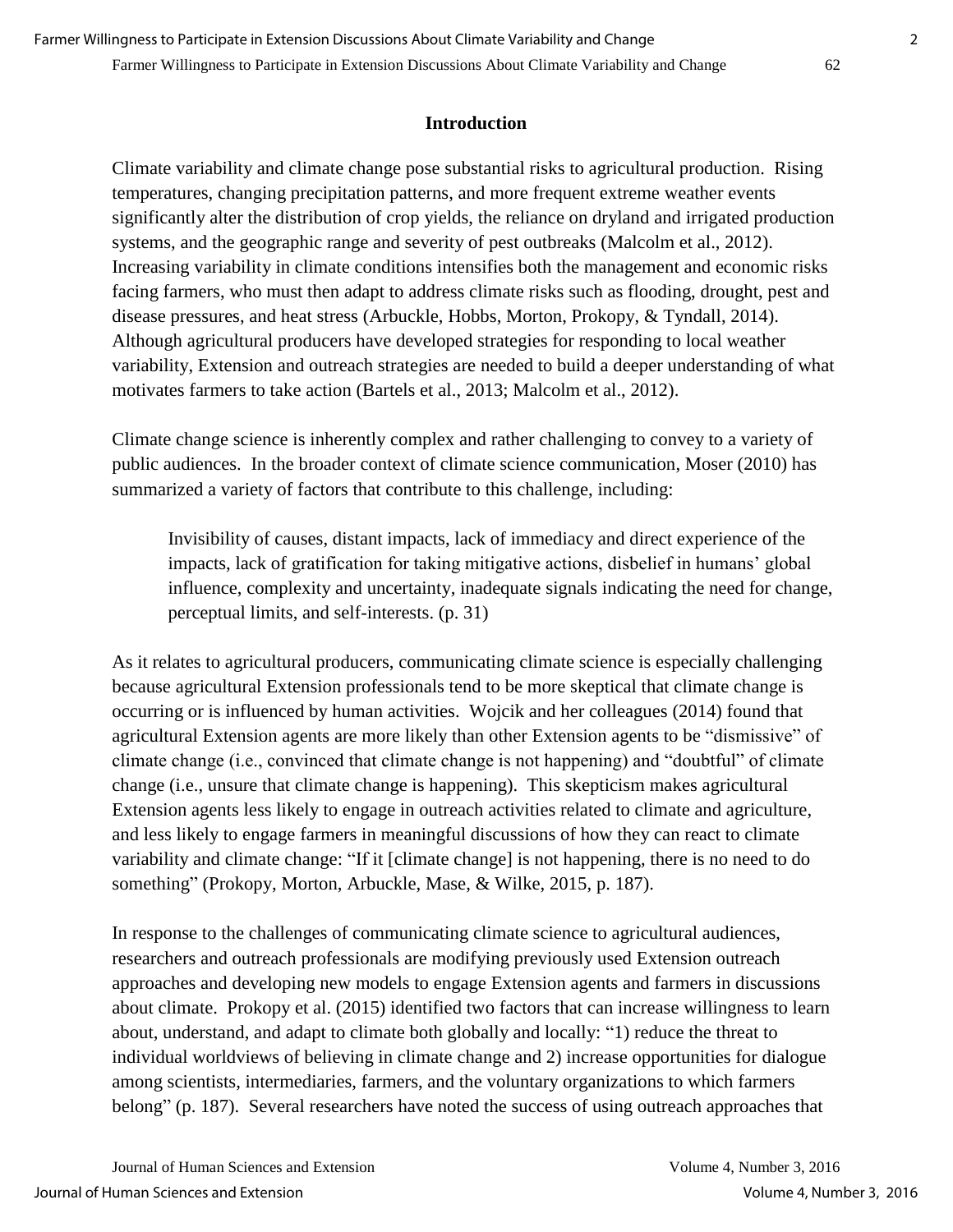## Introduction

Climate variability and climate change pose substantial risks to agricultural production. Rising temperatures, changing precipitation patterns, and more frequent extreme weather events significantly alter the distribution of crop yields, the reliance on dryland and irrigated production systems, and the geographic range and severity of pest outbreaks (Malcolm et al., 2012). Increasing variability in climate conditions intensifies both the management and economic risks facing farmers, who must then adapt to address climate risks such as flooding, drought, pest and disease pressures, and heat stress (Arbuckle, Hobbs, Morton, Prokopy, & Tyndall, 2014). Although agricultural producers have developed strategies for responding to local weather variability, Extension and outreach strategies are needed to build a deeper understanding of what motivates farmers to take action (Bartels et al., 2013; Malcolm et al., 2012).

Climate change science is inherently complex and rather challenging to convey to a variety of public audiences. In the broader context of climate science communication, Moser (2010) has summarized a variety of factors that contribute to this challenge, including:

> Invisibility of causes, distant impacts, lack of immediacy and direct experience of the impacts, lack of gratification for taking mitigative actions, disbelief in humans' global influence, complexity and uncertainty, inadequate signals indicating the need for change, perceptual limits, and self-interests. (p. 31)

As it relates to agricultural producers, communicating climate science is especially challenging because agricultural Extension professionals tend to be more skeptical that climate change is occurring or is influenced by human activities. Wojcik and her colleagues (2014) found that agricultural Extension agents are more likely than other Extension agents to be "dismissive" of climate change (i.e., convinced that climate change is not happening) and "doubtful" of climate change (i.e., unsure that climate change is happening). This skepticism makes agricultural Extension agents less likely to engage in outreach activities related to climate and agriculture, and less likely to engage farmers in meaningful discussions of how they can react to climate variability and climate change: "If it [climate change] is not happening, there is no need to do something" (Prokopy, Morton, Arbuckle, Mase, & Wilke, 2015, p. 187).

In response to the challenges of communicating climate science to agricultural audiences, researchers and outreach professionals are modifying previously used Extension outreach approaches and developing new models to engage Extension agents and farmers in discussions about climate. Prokopy et al. (2015) identified two factors that can increase willingness to learn about, understand, and adapt to climate both globally and locally: "1) reduce the threat to individual worldviews of believing in climate change and 2) increase opportunities for dialogue among scientists, intermediaries, farmers, and the voluntary organizations to which farmers belong" (p. 187). Several researchers have noted the success of using outreach approaches that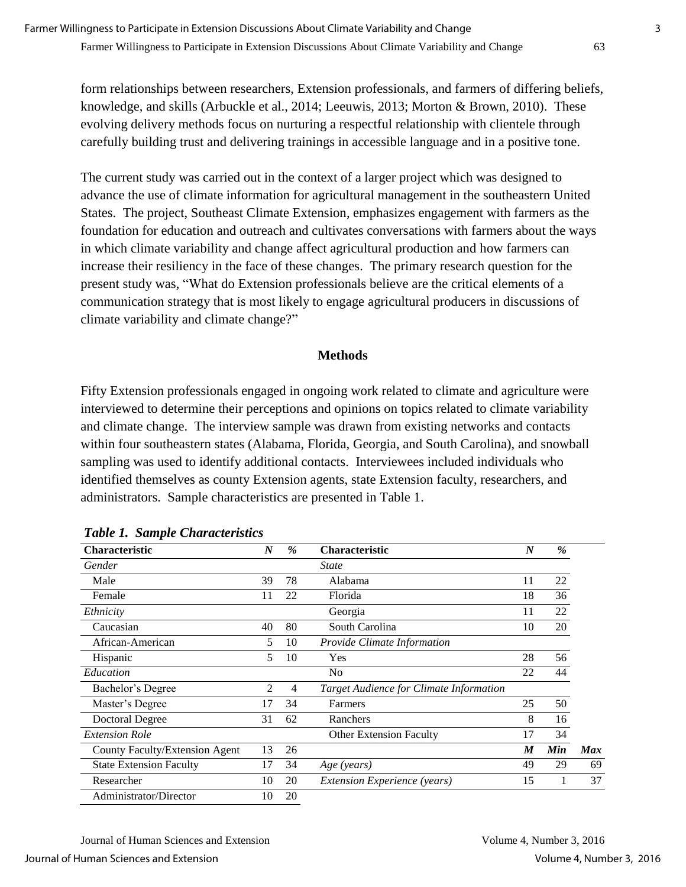form relationships between researchers, Extension professionals, and farmers of differing beliefs, knowledge, and skills (Arbuckle et al., 2014; Leeuwis, 2013; Morton & Brown, 2010). These evolving delivery methods focus on nurturing a respectful relationship with clientele through carefully building trust and delivering trainings in accessible language and in a positive tone.

The current study was carried out in the context of a larger project which was designed to advance the use of climate information for agricultural management in the southeastern United States. The project, Southeast Climate Extension, emphasizes engagement with farmers as the foundation for education and outreach and cultivates conversations with farmers about the ways in which climate variability and change affect agricultural production and how farmers can increase their resiliency in the face of these changes. The primary research question for the present study was, "What do Extension professionals believe are the critical elements of a communication strategy that is most likely to engage agricultural producers in discussions of climate variability and climate change?"

## Methods

Fifty Extension professionals engaged in ongoing work related to climate and agriculture were interviewed to determine their perceptions and opinions on topics related to climate variability and climate change. The interview sample was drawn from existing networks and contacts within four southeastern states (Alabama, Florida, Georgia, and South Carolina), and snowball sampling was used to identify additional contacts. Interviewees included individuals who identified themselves as county Extension agents, state Extension faculty, researchers, and administrators. Sample characteristics are presented in Table 1.

***Table 1. Sample Characteristics***

| Characteristic | *N* | % | Characteristic | *N* | % | |
|---|---|---|---|---|---|---|
| *Gender* | | | *State* | | | |
| Male | 39 | 78 | Alabama | 11 | 22 | |
| Female | 11 | 22 | Florida | 18 | 36 | |
| *Ethnicity* | | | Georgia | 11 | 22 | |
| Caucasian | 40 | 80 | South Carolina | 10 | 20 | |
| African-American | 5 | 10 | *Provide Climate Information* | | | |
| Hispanic | 5 | 10 | Yes | 28 | 56 | |
| *Education* | | | No | 22 | 44 | |
| Bachelor's Degree | 2 | 4 | *Target Audience for Climate Information* | | | |
| Master's Degree | 17 | 34 | Farmers | 25 | 50 | |
| Doctoral Degree | 31 | 62 | Ranchers | 8 | 16 | |
| *Extension Role* | | | Other Extension Faculty | 17 | 34 | |
| County Faculty/Extension Agent | 13 | 26 | | ***M*** | ***Min*** | ***Max*** |
| State Extension Faculty | 17 | 34 | *Age (years)* | 49 | 29 | 69 |
| Researcher | 10 | 20 | *Extension Experience (years)* | 15 | 1 | 37 |
| Administrator/Director | 10 | 20 | | | | |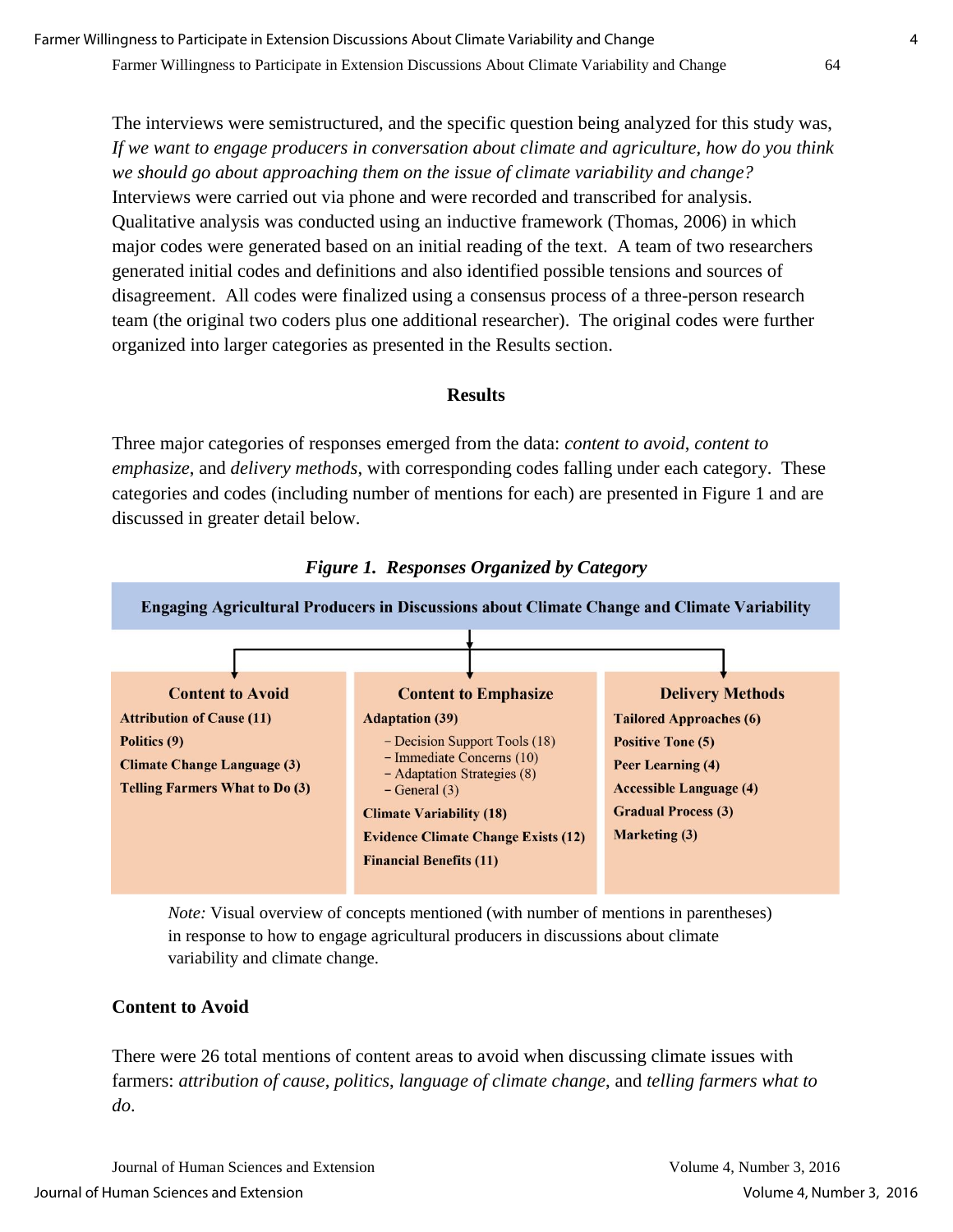The interviews were semistructured, and the specific question being analyzed for this study was, *If we want to engage producers in conversation about climate and agriculture, how do you think we should go about approaching them on the issue of climate variability and change?* Interviews were carried out via phone and were recorded and transcribed for analysis. Qualitative analysis was conducted using an inductive framework (Thomas, 2006) in which major codes were generated based on an initial reading of the text. A team of two researchers generated initial codes and definitions and also identified possible tensions and sources of disagreement. All codes were finalized using a consensus process of a three-person research team (the original two coders plus one additional researcher). The original codes were further organized into larger categories as presented in the Results section.

## Results

Three major categories of responses emerged from the data: *content to avoid*, *content to emphasize*, and *delivery methods*, with corresponding codes falling under each category. These categories and codes (including number of mentions for each) are presented in Figure 1 and are discussed in greater detail below.

***Figure 1. Responses Organized by Category***

**Engaging Agricultural Producers in Discussions about Climate Change and Climate Variability**

| Content to Avoid | Content to Emphasize | Delivery Methods |
|---|---|---|
| **Attribution of Cause (11)** | **Adaptation (39)** | **Tailored Approaches (6)** |
| **Politics (9)** | – Decision Support Tools (18) | **Positive Tone (5)** |
| **Climate Change Language (3)** | – Immediate Concerns (10) | **Peer Learning (4)** |
| **Telling Farmers What to Do (3)** | – Adaptation Strategies (8) | **Accessible Language (4)** |
| | – General (3) | **Gradual Process (3)** |
| | **Climate Variability (18)** | **Marketing (3)** |
| | **Evidence Climate Change Exists (12)** | |
| | **Financial Benefits (11)** | |

*Note:* Visual overview of concepts mentioned (with number of mentions in parentheses) in response to how to engage agricultural producers in discussions about climate variability and climate change.

### Content to Avoid

There were 26 total mentions of content areas to avoid when discussing climate issues with farmers: *attribution of cause*, *politics*, *language of climate change*, and *telling farmers what to do*.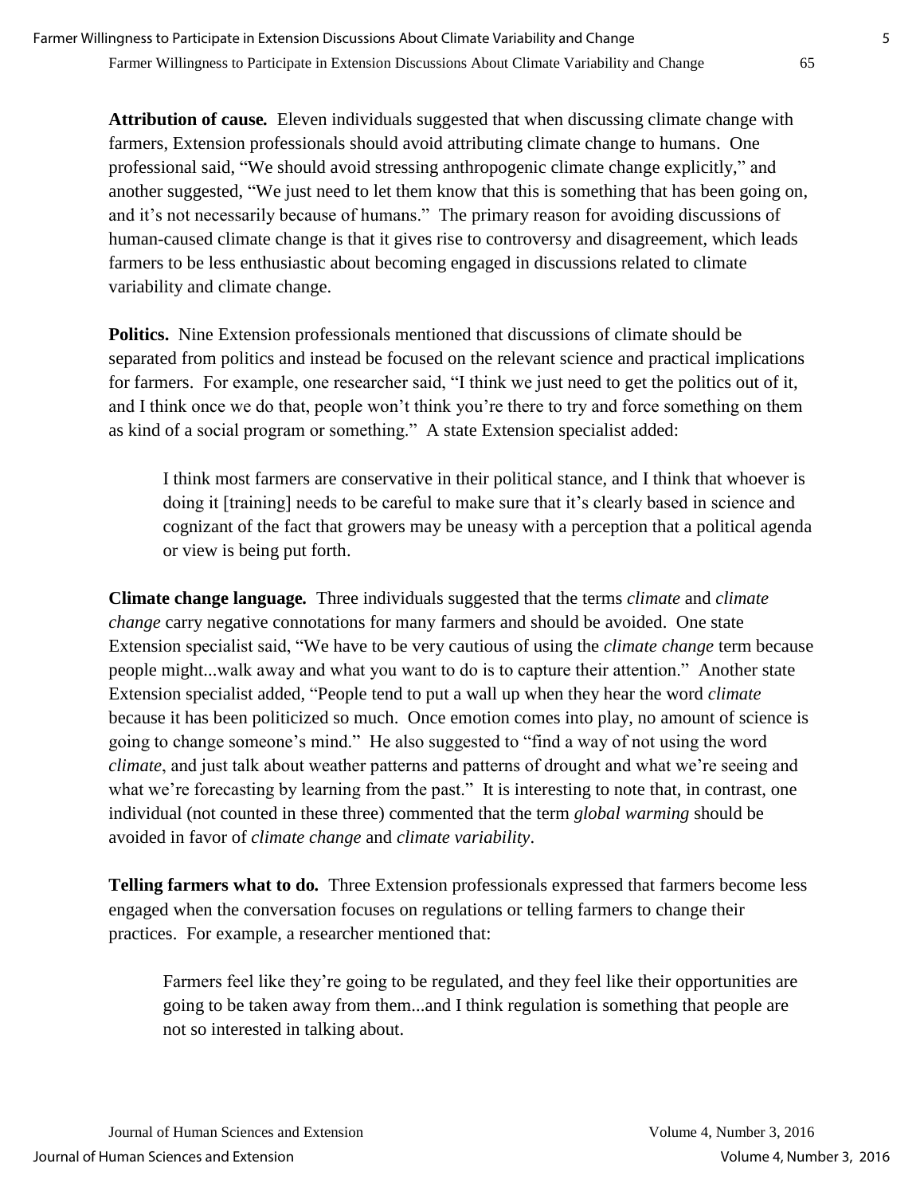**Attribution of cause.** Eleven individuals suggested that when discussing climate change with farmers, Extension professionals should avoid attributing climate change to humans. One professional said, "We should avoid stressing anthropogenic climate change explicitly," and another suggested, "We just need to let them know that this is something that has been going on, and it's not necessarily because of humans." The primary reason for avoiding discussions of human-caused climate change is that it gives rise to controversy and disagreement, which leads farmers to be less enthusiastic about becoming engaged in discussions related to climate variability and climate change.

**Politics.** Nine Extension professionals mentioned that discussions of climate should be separated from politics and instead be focused on the relevant science and practical implications for farmers. For example, one researcher said, "I think we just need to get the politics out of it, and I think once we do that, people won't think you're there to try and force something on them as kind of a social program or something." A state Extension specialist added:

> I think most farmers are conservative in their political stance, and I think that whoever is doing it [training] needs to be careful to make sure that it's clearly based in science and cognizant of the fact that growers may be uneasy with a perception that a political agenda or view is being put forth.

**Climate change language.** Three individuals suggested that the terms *climate* and *climate change* carry negative connotations for many farmers and should be avoided. One state Extension specialist said, "We have to be very cautious of using the *climate change* term because people might...walk away and what you want to do is to capture their attention." Another state Extension specialist added, "People tend to put a wall up when they hear the word *climate* because it has been politicized so much. Once emotion comes into play, no amount of science is going to change someone's mind." He also suggested to "find a way of not using the word *climate*, and just talk about weather patterns and patterns of drought and what we're seeing and what we're forecasting by learning from the past." It is interesting to note that, in contrast, one individual (not counted in these three) commented that the term *global warming* should be avoided in favor of *climate change* and *climate variability*.

**Telling farmers what to do.** Three Extension professionals expressed that farmers become less engaged when the conversation focuses on regulations or telling farmers to change their practices. For example, a researcher mentioned that:

> Farmers feel like they're going to be regulated, and they feel like their opportunities are going to be taken away from them...and I think regulation is something that people are not so interested in talking about.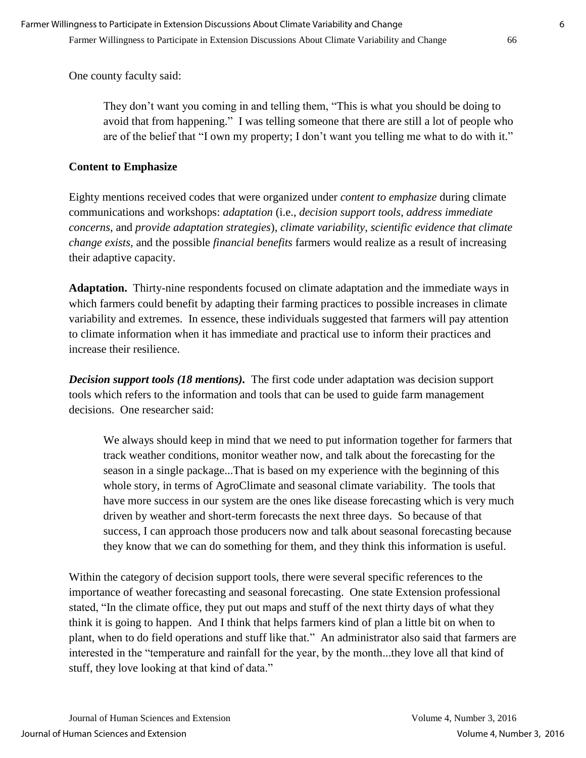One county faculty said:

> They don't want you coming in and telling them, "This is what you should be doing to avoid that from happening." I was telling someone that there are still a lot of people who are of the belief that "I own my property; I don't want you telling me what to do with it."

### Content to Emphasize

Eighty mentions received codes that were organized under *content to emphasize* during climate communications and workshops: *adaptation* (i.e., *decision support tools*, *address immediate concerns*, and *provide adaptation strategies*), *climate variability*, *scientific evidence that climate change exists,* and the possible *financial benefits* farmers would realize as a result of increasing their adaptive capacity.

**Adaptation.** Thirty-nine respondents focused on climate adaptation and the immediate ways in which farmers could benefit by adapting their farming practices to possible increases in climate variability and extremes. In essence, these individuals suggested that farmers will pay attention to climate information when it has immediate and practical use to inform their practices and increase their resilience.

***Decision support tools (18 mentions).*** The first code under adaptation was decision support tools which refers to the information and tools that can be used to guide farm management decisions. One researcher said:

> We always should keep in mind that we need to put information together for farmers that track weather conditions, monitor weather now, and talk about the forecasting for the season in a single package...That is based on my experience with the beginning of this whole story, in terms of AgroClimate and seasonal climate variability. The tools that have more success in our system are the ones like disease forecasting which is very much driven by weather and short-term forecasts the next three days. So because of that success, I can approach those producers now and talk about seasonal forecasting because they know that we can do something for them, and they think this information is useful.

Within the category of decision support tools, there were several specific references to the importance of weather forecasting and seasonal forecasting. One state Extension professional stated, "In the climate office, they put out maps and stuff of the next thirty days of what they think it is going to happen. And I think that helps farmers kind of plan a little bit on when to plant, when to do field operations and stuff like that." An administrator also said that farmers are interested in the "temperature and rainfall for the year, by the month...they love all that kind of stuff, they love looking at that kind of data."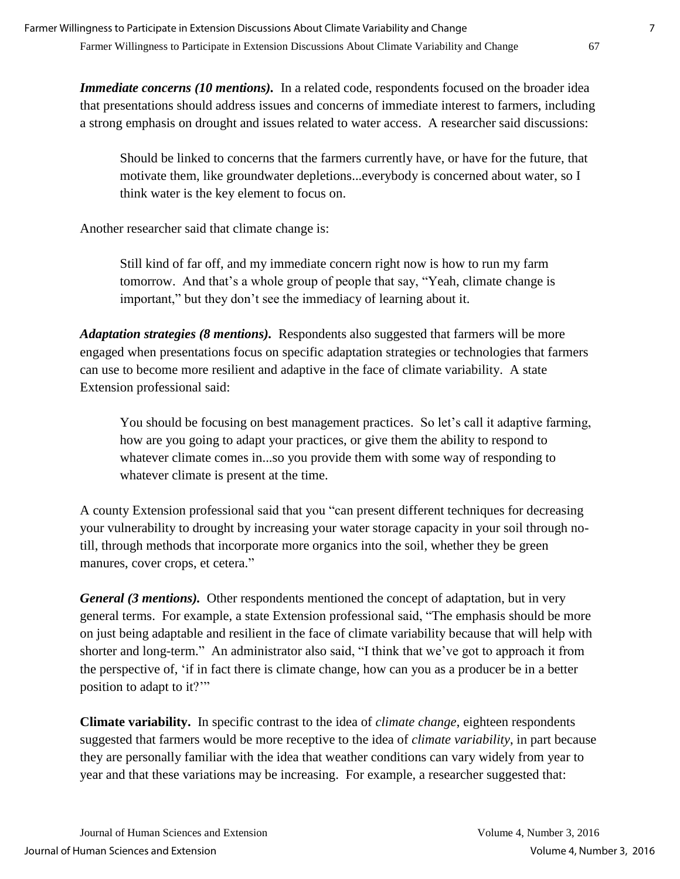***Immediate concerns (10 mentions).*** In a related code, respondents focused on the broader idea that presentations should address issues and concerns of immediate interest to farmers, including a strong emphasis on drought and issues related to water access. A researcher said discussions:

> Should be linked to concerns that the farmers currently have, or have for the future, that motivate them, like groundwater depletions...everybody is concerned about water, so I think water is the key element to focus on.

Another researcher said that climate change is:

> Still kind of far off, and my immediate concern right now is how to run my farm tomorrow. And that's a whole group of people that say, "Yeah, climate change is important," but they don't see the immediacy of learning about it.

***Adaptation strategies (8 mentions).*** Respondents also suggested that farmers will be more engaged when presentations focus on specific adaptation strategies or technologies that farmers can use to become more resilient and adaptive in the face of climate variability. A state Extension professional said:

> You should be focusing on best management practices. So let's call it adaptive farming, how are you going to adapt your practices, or give them the ability to respond to whatever climate comes in...so you provide them with some way of responding to whatever climate is present at the time.

A county Extension professional said that you "can present different techniques for decreasing your vulnerability to drought by increasing your water storage capacity in your soil through no-till, through methods that incorporate more organics into the soil, whether they be green manures, cover crops, et cetera."

***General (3 mentions).*** Other respondents mentioned the concept of adaptation, but in very general terms. For example, a state Extension professional said, "The emphasis should be more on just being adaptable and resilient in the face of climate variability because that will help with shorter and long-term." An administrator also said, "I think that we've got to approach it from the perspective of, 'if in fact there is climate change, how can you as a producer be in a better position to adapt to it?'"

**Climate variability.** In specific contrast to the idea of *climate change*, eighteen respondents suggested that farmers would be more receptive to the idea of *climate variability*, in part because they are personally familiar with the idea that weather conditions can vary widely from year to year and that these variations may be increasing. For example, a researcher suggested that: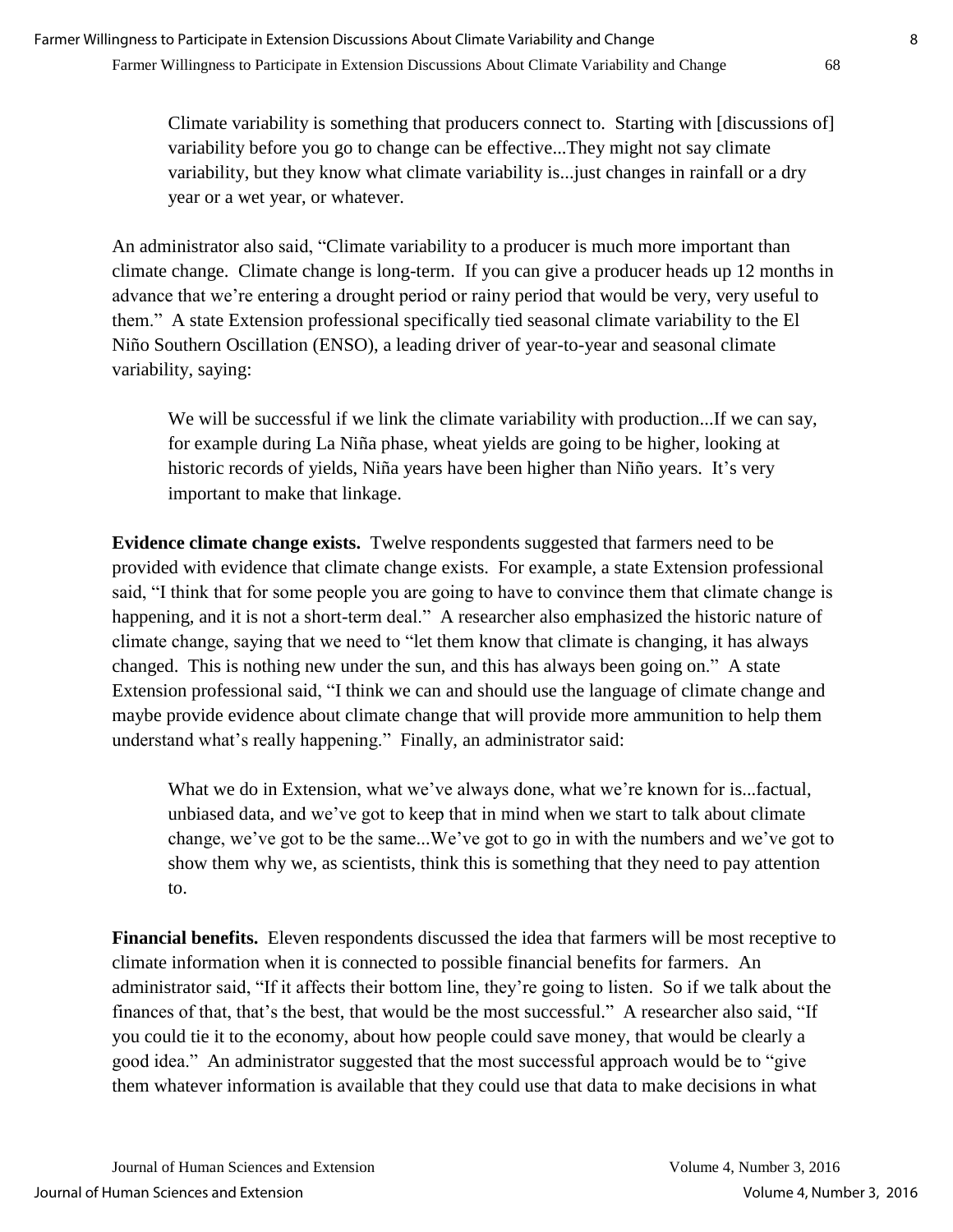Climate variability is something that producers connect to. Starting with [discussions of] variability before you go to change can be effective...They might not say climate variability, but they know what climate variability is...just changes in rainfall or a dry year or a wet year, or whatever.

An administrator also said, "Climate variability to a producer is much more important than climate change. Climate change is long-term. If you can give a producer heads up 12 months in advance that we're entering a drought period or rainy period that would be very, very useful to them." A state Extension professional specifically tied seasonal climate variability to the El Niño Southern Oscillation (ENSO), a leading driver of year-to-year and seasonal climate variability, saying:

> We will be successful if we link the climate variability with production...If we can say, for example during La Niña phase, wheat yields are going to be higher, looking at historic records of yields, Niña years have been higher than Niño years. It's very important to make that linkage.

**Evidence climate change exists.** Twelve respondents suggested that farmers need to be provided with evidence that climate change exists. For example, a state Extension professional said, "I think that for some people you are going to have to convince them that climate change is happening, and it is not a short-term deal." A researcher also emphasized the historic nature of climate change, saying that we need to "let them know that climate is changing, it has always changed. This is nothing new under the sun, and this has always been going on." A state Extension professional said, "I think we can and should use the language of climate change and maybe provide evidence about climate change that will provide more ammunition to help them understand what's really happening." Finally, an administrator said:

> What we do in Extension, what we've always done, what we're known for is...factual, unbiased data, and we've got to keep that in mind when we start to talk about climate change, we've got to be the same...We've got to go in with the numbers and we've got to show them why we, as scientists, think this is something that they need to pay attention to.

**Financial benefits.** Eleven respondents discussed the idea that farmers will be most receptive to climate information when it is connected to possible financial benefits for farmers. An administrator said, "If it affects their bottom line, they're going to listen. So if we talk about the finances of that, that's the best, that would be the most successful." A researcher also said, "If you could tie it to the economy, about how people could save money, that would be clearly a good idea." An administrator suggested that the most successful approach would be to "give them whatever information is available that they could use that data to make decisions in what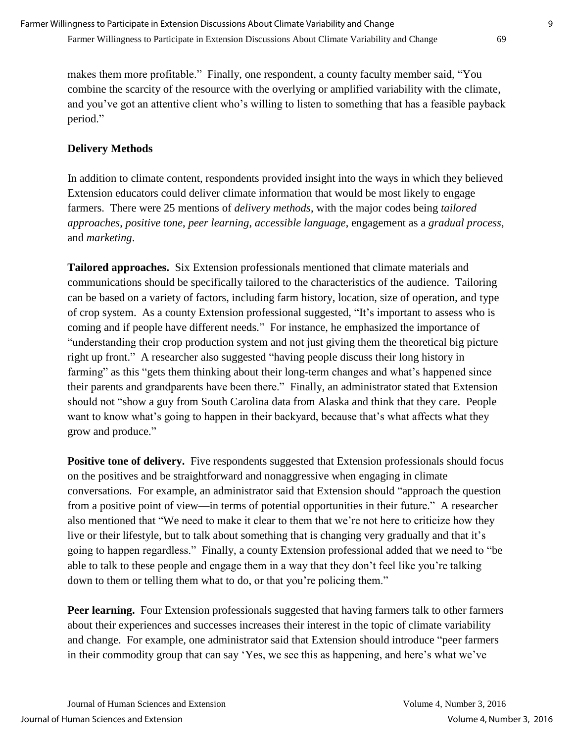makes them more profitable." Finally, one respondent, a county faculty member said, "You combine the scarcity of the resource with the overlying or amplified variability with the climate, and you've got an attentive client who's willing to listen to something that has a feasible payback period."

## Delivery Methods

In addition to climate content, respondents provided insight into the ways in which they believed Extension educators could deliver climate information that would be most likely to engage farmers. There were 25 mentions of *delivery methods*, with the major codes being *tailored approaches*, *positive tone*, *peer learning*, *accessible language*, engagement as a *gradual process*, and *marketing*.

**Tailored approaches.** Six Extension professionals mentioned that climate materials and communications should be specifically tailored to the characteristics of the audience. Tailoring can be based on a variety of factors, including farm history, location, size of operation, and type of crop system. As a county Extension professional suggested, "It's important to assess who is coming and if people have different needs." For instance, he emphasized the importance of "understanding their crop production system and not just giving them the theoretical big picture right up front." A researcher also suggested "having people discuss their long history in farming" as this "gets them thinking about their long-term changes and what's happened since their parents and grandparents have been there." Finally, an administrator stated that Extension should not "show a guy from South Carolina data from Alaska and think that they care. People want to know what's going to happen in their backyard, because that's what affects what they grow and produce."

**Positive tone of delivery.** Five respondents suggested that Extension professionals should focus on the positives and be straightforward and nonaggressive when engaging in climate conversations. For example, an administrator said that Extension should "approach the question from a positive point of view—in terms of potential opportunities in their future." A researcher also mentioned that "We need to make it clear to them that we're not here to criticize how they live or their lifestyle, but to talk about something that is changing very gradually and that it's going to happen regardless." Finally, a county Extension professional added that we need to "be able to talk to these people and engage them in a way that they don't feel like you're talking down to them or telling them what to do, or that you're policing them."

**Peer learning.** Four Extension professionals suggested that having farmers talk to other farmers about their experiences and successes increases their interest in the topic of climate variability and change. For example, one administrator said that Extension should introduce "peer farmers in their commodity group that can say 'Yes, we see this as happening, and here's what we've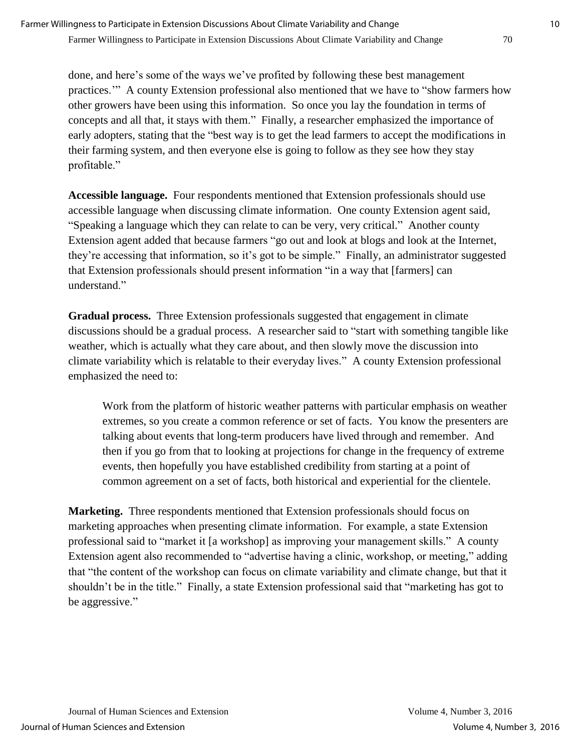done, and here's some of the ways we've profited by following these best management practices.'" A county Extension professional also mentioned that we have to "show farmers how other growers have been using this information. So once you lay the foundation in terms of concepts and all that, it stays with them." Finally, a researcher emphasized the importance of early adopters, stating that the "best way is to get the lead farmers to accept the modifications in their farming system, and then everyone else is going to follow as they see how they stay profitable."

**Accessible language.** Four respondents mentioned that Extension professionals should use accessible language when discussing climate information. One county Extension agent said, "Speaking a language which they can relate to can be very, very critical." Another county Extension agent added that because farmers "go out and look at blogs and look at the Internet, they're accessing that information, so it's got to be simple." Finally, an administrator suggested that Extension professionals should present information "in a way that [farmers] can understand."

**Gradual process.** Three Extension professionals suggested that engagement in climate discussions should be a gradual process. A researcher said to "start with something tangible like weather, which is actually what they care about, and then slowly move the discussion into climate variability which is relatable to their everyday lives." A county Extension professional emphasized the need to:

> Work from the platform of historic weather patterns with particular emphasis on weather extremes, so you create a common reference or set of facts. You know the presenters are talking about events that long-term producers have lived through and remember. And then if you go from that to looking at projections for change in the frequency of extreme events, then hopefully you have established credibility from starting at a point of common agreement on a set of facts, both historical and experiential for the clientele.

**Marketing.** Three respondents mentioned that Extension professionals should focus on marketing approaches when presenting climate information. For example, a state Extension professional said to "market it [a workshop] as improving your management skills." A county Extension agent also recommended to "advertise having a clinic, workshop, or meeting," adding that "the content of the workshop can focus on climate variability and climate change, but that it shouldn't be in the title." Finally, a state Extension professional said that "marketing has got to be aggressive."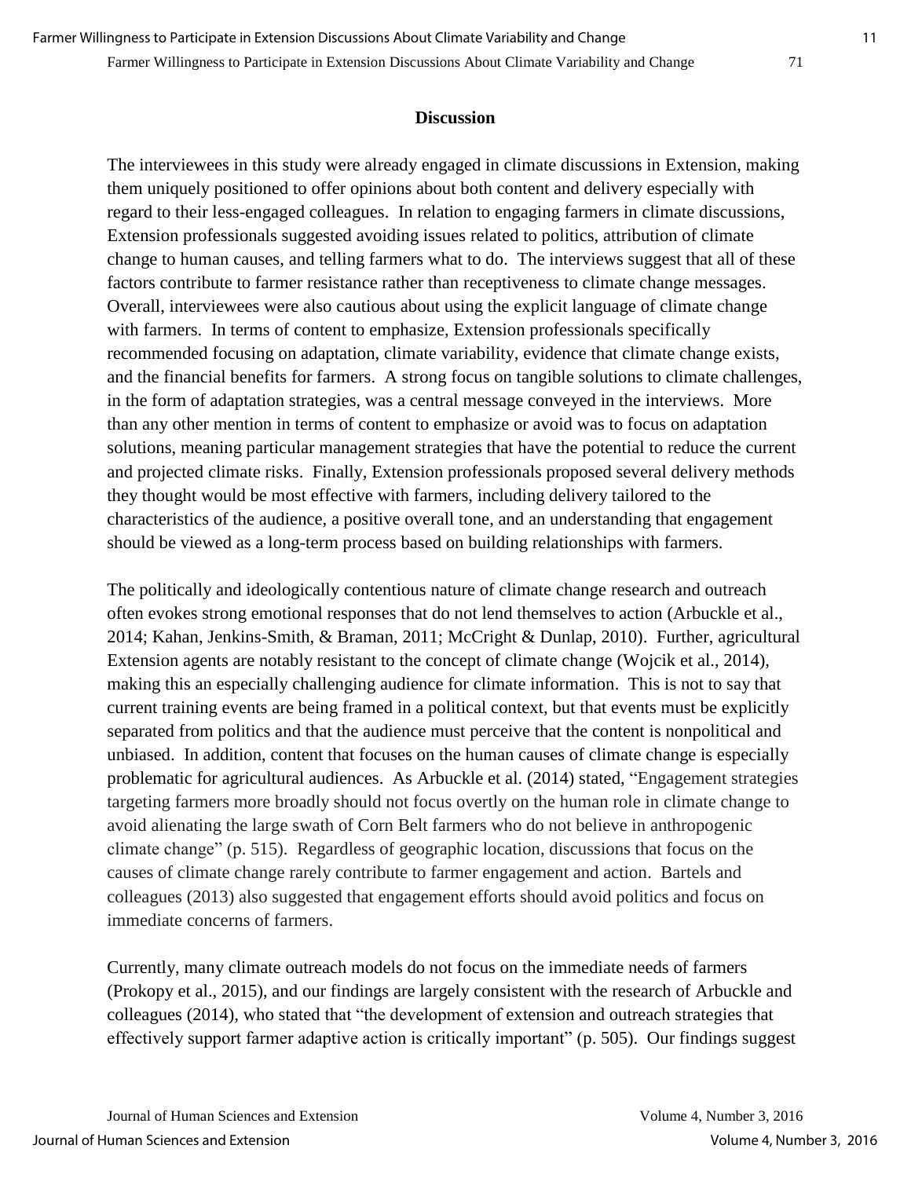## Discussion

The interviewees in this study were already engaged in climate discussions in Extension, making them uniquely positioned to offer opinions about both content and delivery especially with regard to their less-engaged colleagues. In relation to engaging farmers in climate discussions, Extension professionals suggested avoiding issues related to politics, attribution of climate change to human causes, and telling farmers what to do. The interviews suggest that all of these factors contribute to farmer resistance rather than receptiveness to climate change messages. Overall, interviewees were also cautious about using the explicit language of climate change with farmers. In terms of content to emphasize, Extension professionals specifically recommended focusing on adaptation, climate variability, evidence that climate change exists, and the financial benefits for farmers. A strong focus on tangible solutions to climate challenges, in the form of adaptation strategies, was a central message conveyed in the interviews. More than any other mention in terms of content to emphasize or avoid was to focus on adaptation solutions, meaning particular management strategies that have the potential to reduce the current and projected climate risks. Finally, Extension professionals proposed several delivery methods they thought would be most effective with farmers, including delivery tailored to the characteristics of the audience, a positive overall tone, and an understanding that engagement should be viewed as a long-term process based on building relationships with farmers.

The politically and ideologically contentious nature of climate change research and outreach often evokes strong emotional responses that do not lend themselves to action (Arbuckle et al., 2014; Kahan, Jenkins-Smith, & Braman, 2011; McCright & Dunlap, 2010). Further, agricultural Extension agents are notably resistant to the concept of climate change (Wojcik et al., 2014), making this an especially challenging audience for climate information. This is not to say that current training events are being framed in a political context, but that events must be explicitly separated from politics and that the audience must perceive that the content is nonpolitical and unbiased. In addition, content that focuses on the human causes of climate change is especially problematic for agricultural audiences. As Arbuckle et al. (2014) stated, "Engagement strategies targeting farmers more broadly should not focus overtly on the human role in climate change to avoid alienating the large swath of Corn Belt farmers who do not believe in anthropogenic climate change" (p. 515). Regardless of geographic location, discussions that focus on the causes of climate change rarely contribute to farmer engagement and action. Bartels and colleagues (2013) also suggested that engagement efforts should avoid politics and focus on immediate concerns of farmers.

Currently, many climate outreach models do not focus on the immediate needs of farmers (Prokopy et al., 2015), and our findings are largely consistent with the research of Arbuckle and colleagues (2014), who stated that "the development of extension and outreach strategies that effectively support farmer adaptive action is critically important" (p. 505). Our findings suggest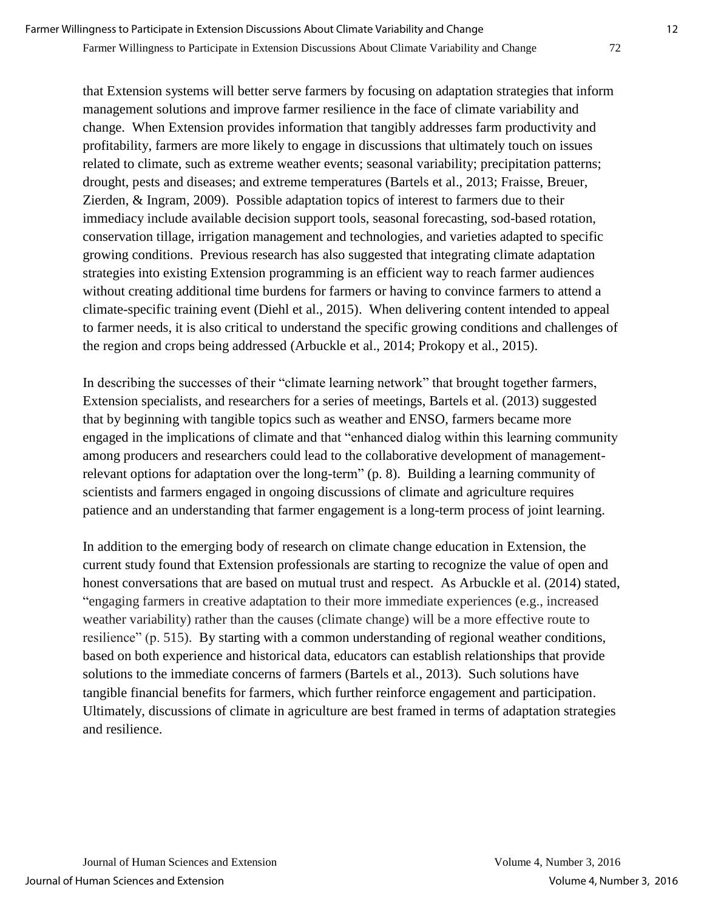that Extension systems will better serve farmers by focusing on adaptation strategies that inform management solutions and improve farmer resilience in the face of climate variability and change. When Extension provides information that tangibly addresses farm productivity and profitability, farmers are more likely to engage in discussions that ultimately touch on issues related to climate, such as extreme weather events; seasonal variability; precipitation patterns; drought, pests and diseases; and extreme temperatures (Bartels et al., 2013; Fraisse, Breuer, Zierden, & Ingram, 2009). Possible adaptation topics of interest to farmers due to their immediacy include available decision support tools, seasonal forecasting, sod-based rotation, conservation tillage, irrigation management and technologies, and varieties adapted to specific growing conditions. Previous research has also suggested that integrating climate adaptation strategies into existing Extension programming is an efficient way to reach farmer audiences without creating additional time burdens for farmers or having to convince farmers to attend a climate-specific training event (Diehl et al., 2015). When delivering content intended to appeal to farmer needs, it is also critical to understand the specific growing conditions and challenges of the region and crops being addressed (Arbuckle et al., 2014; Prokopy et al., 2015).

In describing the successes of their "climate learning network" that brought together farmers, Extension specialists, and researchers for a series of meetings, Bartels et al. (2013) suggested that by beginning with tangible topics such as weather and ENSO, farmers became more engaged in the implications of climate and that "enhanced dialog within this learning community among producers and researchers could lead to the collaborative development of management-relevant options for adaptation over the long-term" (p. 8). Building a learning community of scientists and farmers engaged in ongoing discussions of climate and agriculture requires patience and an understanding that farmer engagement is a long-term process of joint learning.

In addition to the emerging body of research on climate change education in Extension, the current study found that Extension professionals are starting to recognize the value of open and honest conversations that are based on mutual trust and respect. As Arbuckle et al. (2014) stated, "engaging farmers in creative adaptation to their more immediate experiences (e.g., increased weather variability) rather than the causes (climate change) will be a more effective route to resilience" (p. 515). By starting with a common understanding of regional weather conditions, based on both experience and historical data, educators can establish relationships that provide solutions to the immediate concerns of farmers (Bartels et al., 2013). Such solutions have tangible financial benefits for farmers, which further reinforce engagement and participation. Ultimately, discussions of climate in agriculture are best framed in terms of adaptation strategies and resilience.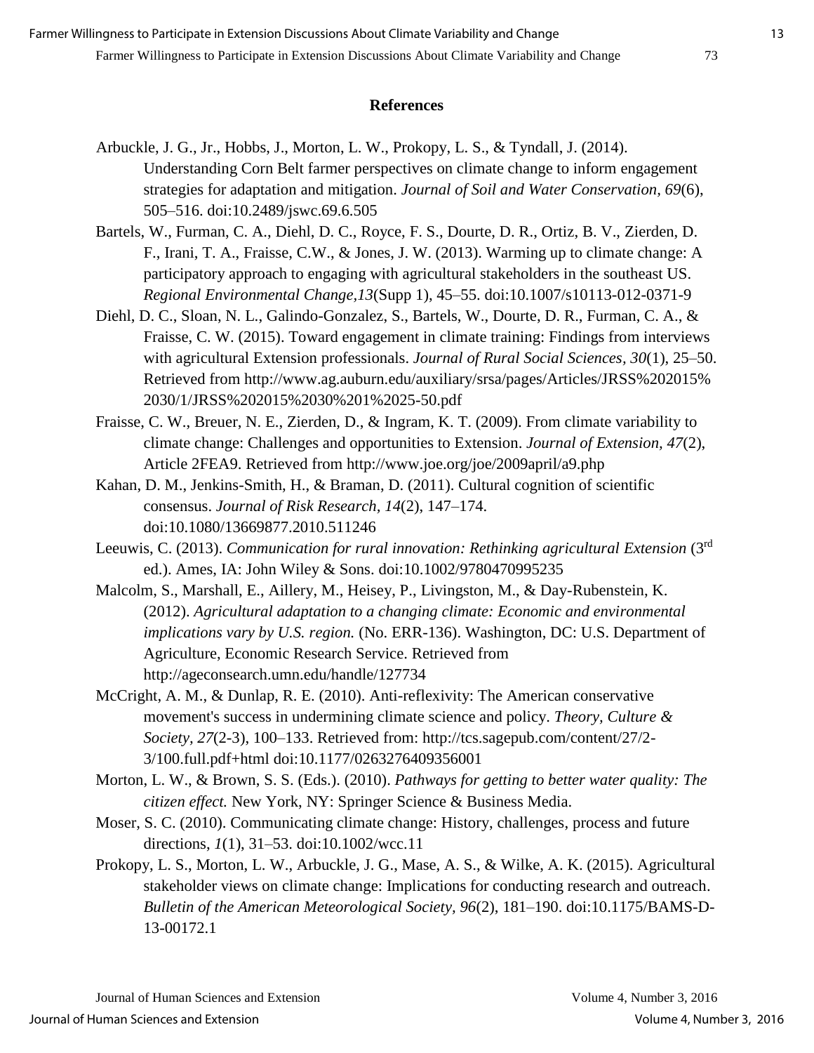## References

Arbuckle, J. G., Jr., Hobbs, J., Morton, L. W., Prokopy, L. S., & Tyndall, J. (2014). Understanding Corn Belt farmer perspectives on climate change to inform engagement strategies for adaptation and mitigation. *Journal of Soil and Water Conservation, 69*(6), 505–516. doi:10.2489/jswc.69.6.505

Bartels, W., Furman, C. A., Diehl, D. C., Royce, F. S., Dourte, D. R., Ortiz, B. V., Zierden, D. F., Irani, T. A., Fraisse, C.W., & Jones, J. W. (2013). Warming up to climate change: A participatory approach to engaging with agricultural stakeholders in the southeast US. *Regional Environmental Change,13*(Supp 1), 45–55. doi:10.1007/s10113-012-0371-9

Diehl, D. C., Sloan, N. L., Galindo-Gonzalez, S., Bartels, W., Dourte, D. R., Furman, C. A., & Fraisse, C. W. (2015). Toward engagement in climate training: Findings from interviews with agricultural Extension professionals. *Journal of Rural Social Sciences, 30*(1), 25–50. Retrieved from http://www.ag.auburn.edu/auxiliary/srsa/pages/Articles/JRSS%202015%2030/1/JRSS%202015%2030%201%2025-50.pdf

Fraisse, C. W., Breuer, N. E., Zierden, D., & Ingram, K. T. (2009). From climate variability to climate change: Challenges and opportunities to Extension. *Journal of Extension, 47*(2), Article 2FEA9. Retrieved from http://www.joe.org/joe/2009april/a9.php

Kahan, D. M., Jenkins-Smith, H., & Braman, D. (2011). Cultural cognition of scientific consensus. *Journal of Risk Research, 14*(2), 147–174. doi:10.1080/13669877.2010.511246

Leeuwis, C. (2013). *Communication for rural innovation: Rethinking agricultural Extension* (3rd ed.). Ames, IA: John Wiley & Sons. doi:10.1002/9780470995235

Malcolm, S., Marshall, E., Aillery, M., Heisey, P., Livingston, M., & Day-Rubenstein, K. (2012). *Agricultural adaptation to a changing climate: Economic and environmental implications vary by U.S. region.* (No. ERR-136). Washington, DC: U.S. Department of Agriculture, Economic Research Service. Retrieved from http://ageconsearch.umn.edu/handle/127734

McCright, A. M., & Dunlap, R. E. (2010). Anti-reflexivity: The American conservative movement's success in undermining climate science and policy. *Theory, Culture & Society, 27*(2-3), 100–133. Retrieved from: http://tcs.sagepub.com/content/27/2-3/100.full.pdf+html doi:10.1177/0263276409356001

Morton, L. W., & Brown, S. S. (Eds.). (2010). *Pathways for getting to better water quality: The citizen effect.* New York, NY: Springer Science & Business Media.

Moser, S. C. (2010). Communicating climate change: History, challenges, process and future directions, *1*(1), 31–53. doi:10.1002/wcc.11

Prokopy, L. S., Morton, L. W., Arbuckle, J. G., Mase, A. S., & Wilke, A. K. (2015). Agricultural stakeholder views on climate change: Implications for conducting research and outreach. *Bulletin of the American Meteorological Society, 96*(2), 181–190. doi:10.1175/BAMS-D-13-00172.1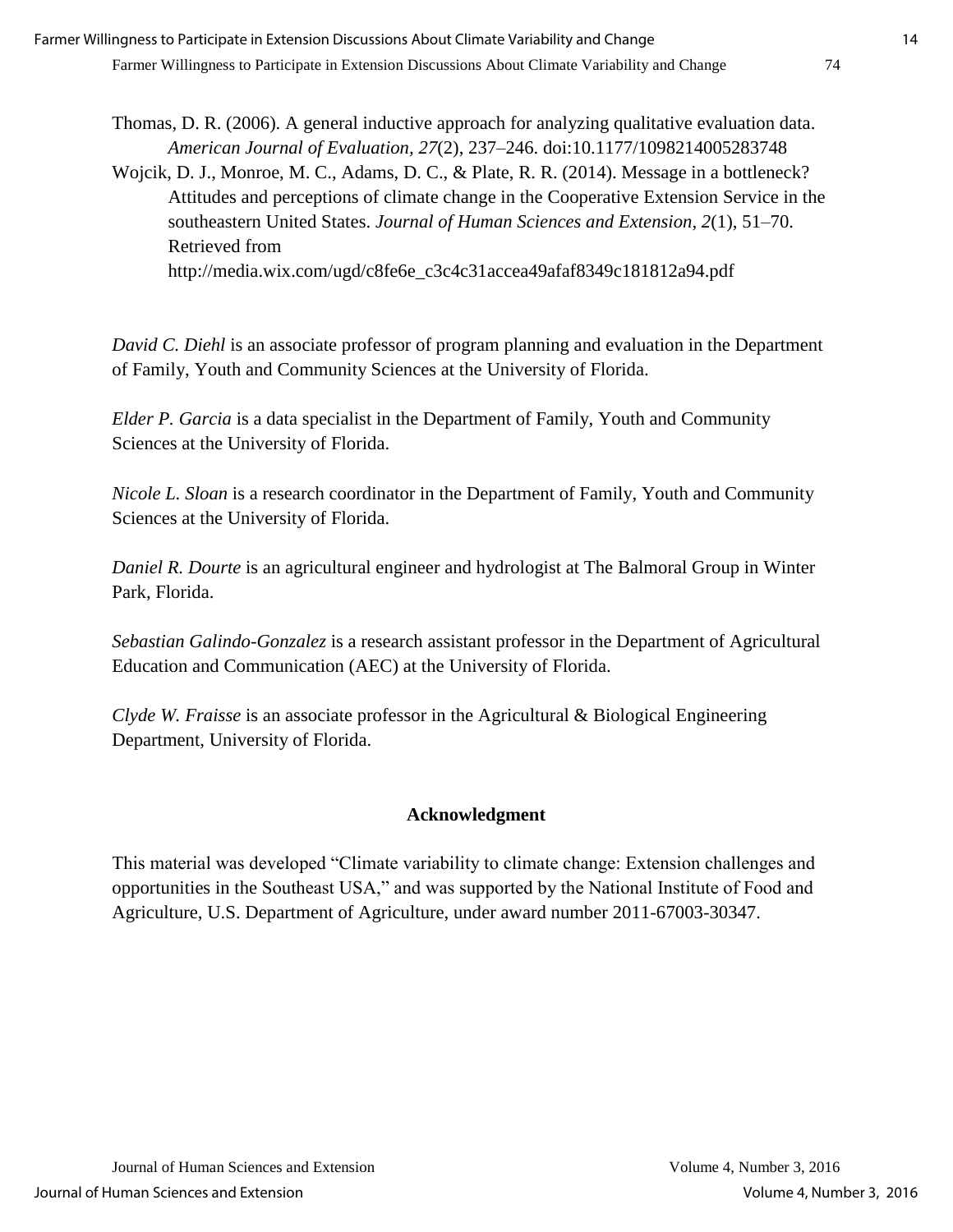Thomas, D. R. (2006). A general inductive approach for analyzing qualitative evaluation data. *American Journal of Evaluation, 27*(2), 237–246. doi:10.1177/1098214005283748

Wojcik, D. J., Monroe, M. C., Adams, D. C., & Plate, R. R. (2014). Message in a bottleneck? Attitudes and perceptions of climate change in the Cooperative Extension Service in the southeastern United States. *Journal of Human Sciences and Extension*, *2*(1), 51–70. Retrieved from http://media.wix.com/ugd/c8fe6e_c3c4c31accea49afaf8349c181812a94.pdf

*David C. Diehl* is an associate professor of program planning and evaluation in the Department of Family, Youth and Community Sciences at the University of Florida.

*Elder P. Garcia* is a data specialist in the Department of Family, Youth and Community Sciences at the University of Florida.

*Nicole L. Sloan* is a research coordinator in the Department of Family, Youth and Community Sciences at the University of Florida.

*Daniel R. Dourte* is an agricultural engineer and hydrologist at The Balmoral Group in Winter Park, Florida.

*Sebastian Galindo-Gonzalez* is a research assistant professor in the Department of Agricultural Education and Communication (AEC) at the University of Florida.

*Clyde W. Fraisse* is an associate professor in the Agricultural & Biological Engineering Department, University of Florida.

## Acknowledgment

This material was developed "Climate variability to climate change: Extension challenges and opportunities in the Southeast USA," and was supported by the National Institute of Food and Agriculture, U.S. Department of Agriculture, under award number 2011-67003-30347.